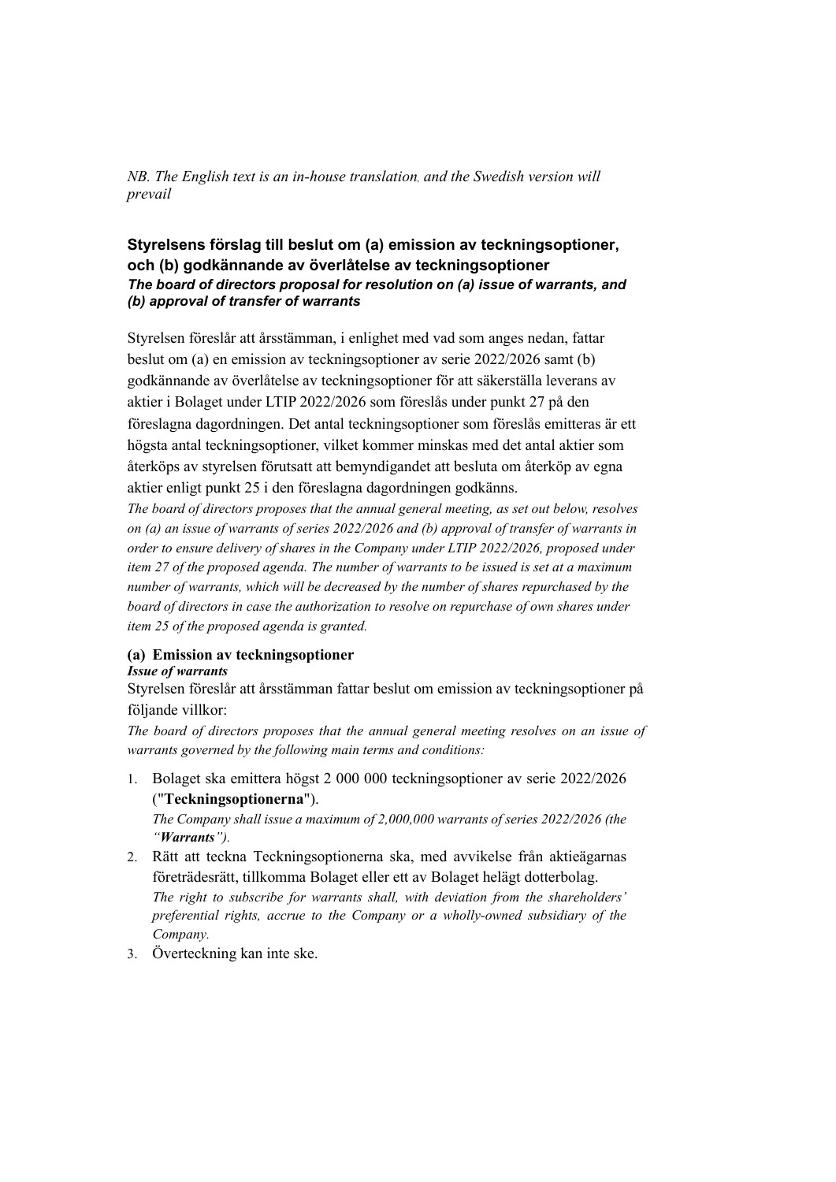*NB. The English text is an in-house translation, and the Swedish version will prevail*

## Styrelsens förslag till beslut om (a) emission av teckningsoptioner, och (b) godkännande av överlåtelse av teckningsoptioner

### *The board of directors proposal for resolution on (a) issue of warrants, and (b) approval of transfer of warrants*

Styrelsen föreslår att årsstämman, i enlighet med vad som anges nedan, fattar beslut om (a) en emission av teckningsoptioner av serie 2022/2026 samt (b) godkännande av överlåtelse av teckningsoptioner för att säkerställa leverans av aktier i Bolaget under LTIP 2022/2026 som föreslås under punkt 27 på den föreslagna dagordningen. Det antal teckningsoptioner som föreslås emitteras är ett högsta antal teckningsoptioner, vilket kommer minskas med det antal aktier som återköps av styrelsen förutsatt att bemyndigandet att besluta om återköp av egna aktier enligt punkt 25 i den föreslagna dagordningen godkänns.

*The board of directors proposes that the annual general meeting, as set out below, resolves on (a) an issue of warrants of series 2022/2026 and (b) approval of transfer of warrants in order to ensure delivery of shares in the Company under LTIP 2022/2026, proposed under item 27 of the proposed agenda. The number of warrants to be issued is set at a maximum number of warrants, which will be decreased by the number of shares repurchased by the board of directors in case the authorization to resolve on repurchase of own shares under item 25 of the proposed agenda is granted.*

### (a) Emission av teckningsoptioner

***Issue of warrants***

Styrelsen föreslår att årsstämman fattar beslut om emission av teckningsoptioner på följande villkor:

*The board of directors proposes that the annual general meeting resolves on an issue of warrants governed by the following main terms and conditions:*

1. Bolaget ska emittera högst 2 000 000 teckningsoptioner av serie 2022/2026 ("**Teckningsoptionerna**").
   *The Company shall issue a maximum of 2,000,000 warrants of series 2022/2026 (the "**Warrants**").*
2. Rätt att teckna Teckningsoptionerna ska, med avvikelse från aktieägarnas företrädesrätt, tillkomma Bolaget eller ett av Bolaget helägt dotterbolag.
   *The right to subscribe for warrants shall, with deviation from the shareholders' preferential rights, accrue to the Company or a wholly-owned subsidiary of the Company.*
3. Överteckning kan inte ske.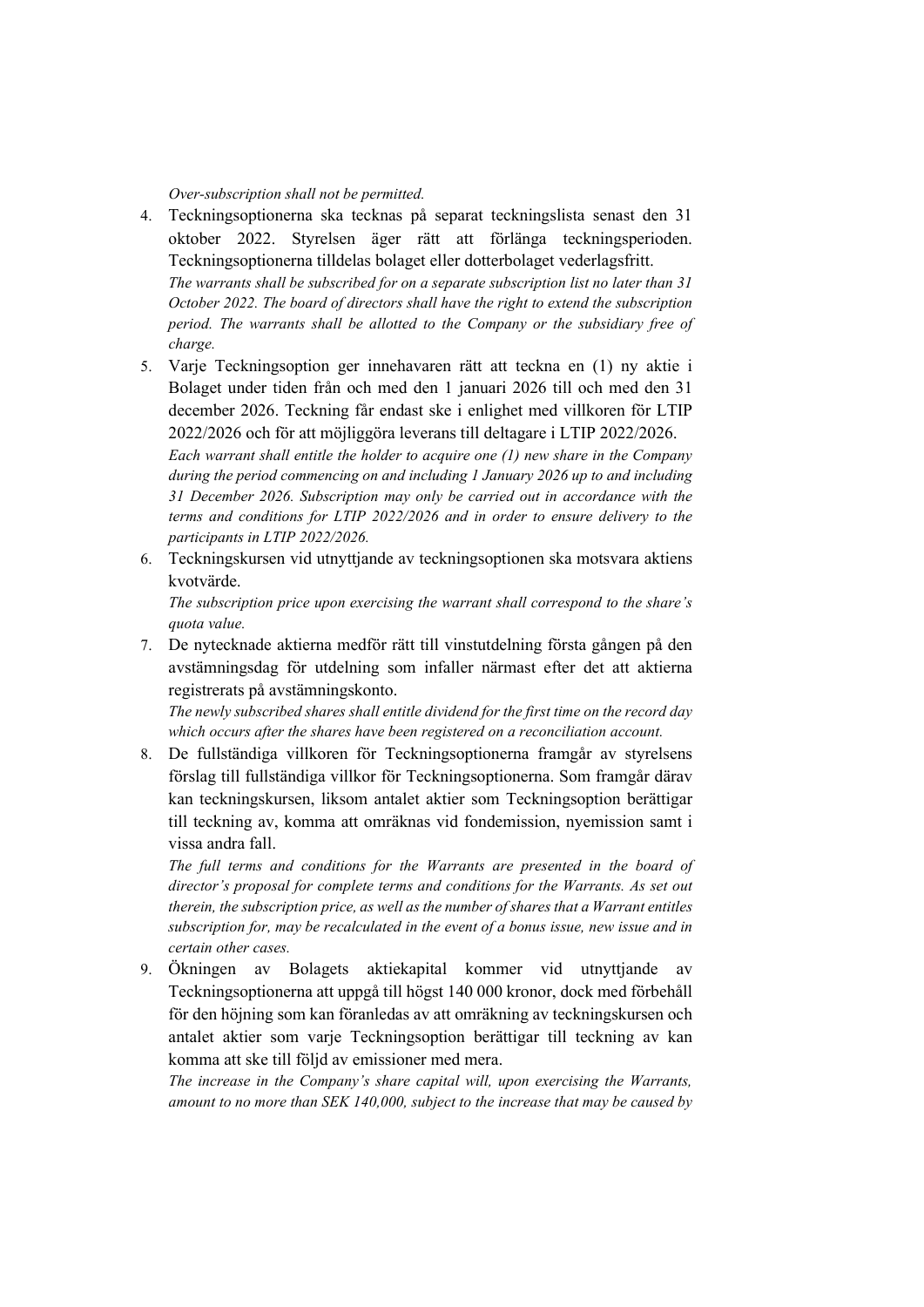*Over-subscription shall not be permitted.*

4. Teckningsoptionerna ska tecknas på separat teckningslista senast den 31 oktober 2022. Styrelsen äger rätt att förlänga teckningsperioden. Teckningsoptionerna tilldelas bolaget eller dotterbolaget vederlagsfritt.
   *The warrants shall be subscribed for on a separate subscription list no later than 31 October 2022. The board of directors shall have the right to extend the subscription period. The warrants shall be allotted to the Company or the subsidiary free of charge.*
5. Varje Teckningsoption ger innehavaren rätt att teckna en (1) ny aktie i Bolaget under tiden från och med den 1 januari 2026 till och med den 31 december 2026. Teckning får endast ske i enlighet med villkoren för LTIP 2022/2026 och för att möjliggöra leverans till deltagare i LTIP 2022/2026.
   *Each warrant shall entitle the holder to acquire one (1) new share in the Company during the period commencing on and including 1 January 2026 up to and including 31 December 2026. Subscription may only be carried out in accordance with the terms and conditions for LTIP 2022/2026 and in order to ensure delivery to the participants in LTIP 2022/2026.*
6. Teckningskursen vid utnyttjande av teckningsoptionen ska motsvara aktiens kvotvärde.
   *The subscription price upon exercising the warrant shall correspond to the share's quota value.*
7. De nytecknade aktierna medför rätt till vinstutdelning första gången på den avstämningsdag för utdelning som infaller närmast efter det att aktierna registrerats på avstämningskonto.
   *The newly subscribed shares shall entitle dividend for the first time on the record day which occurs after the shares have been registered on a reconciliation account.*
8. De fullständiga villkoren för Teckningsoptionerna framgår av styrelsens förslag till fullständiga villkor för Teckningsoptionerna. Som framgår därav kan teckningskursen, liksom antalet aktier som Teckningsoption berättigar till teckning av, komma att omräknas vid fondemission, nyemission samt i vissa andra fall.
   *The full terms and conditions for the Warrants are presented in the board of director's proposal for complete terms and conditions for the Warrants. As set out therein, the subscription price, as well as the number of shares that a Warrant entitles subscription for, may be recalculated in the event of a bonus issue, new issue and in certain other cases.*
9. Ökningen av Bolagets aktiekapital kommer vid utnyttjande av Teckningsoptionerna att uppgå till högst 140 000 kronor, dock med förbehåll för den höjning som kan föranledas av att omräkning av teckningskursen och antalet aktier som varje Teckningsoption berättigar till teckning av kan komma att ske till följd av emissioner med mera.
   *The increase in the Company's share capital will, upon exercising the Warrants, amount to no more than SEK 140,000, subject to the increase that may be caused by*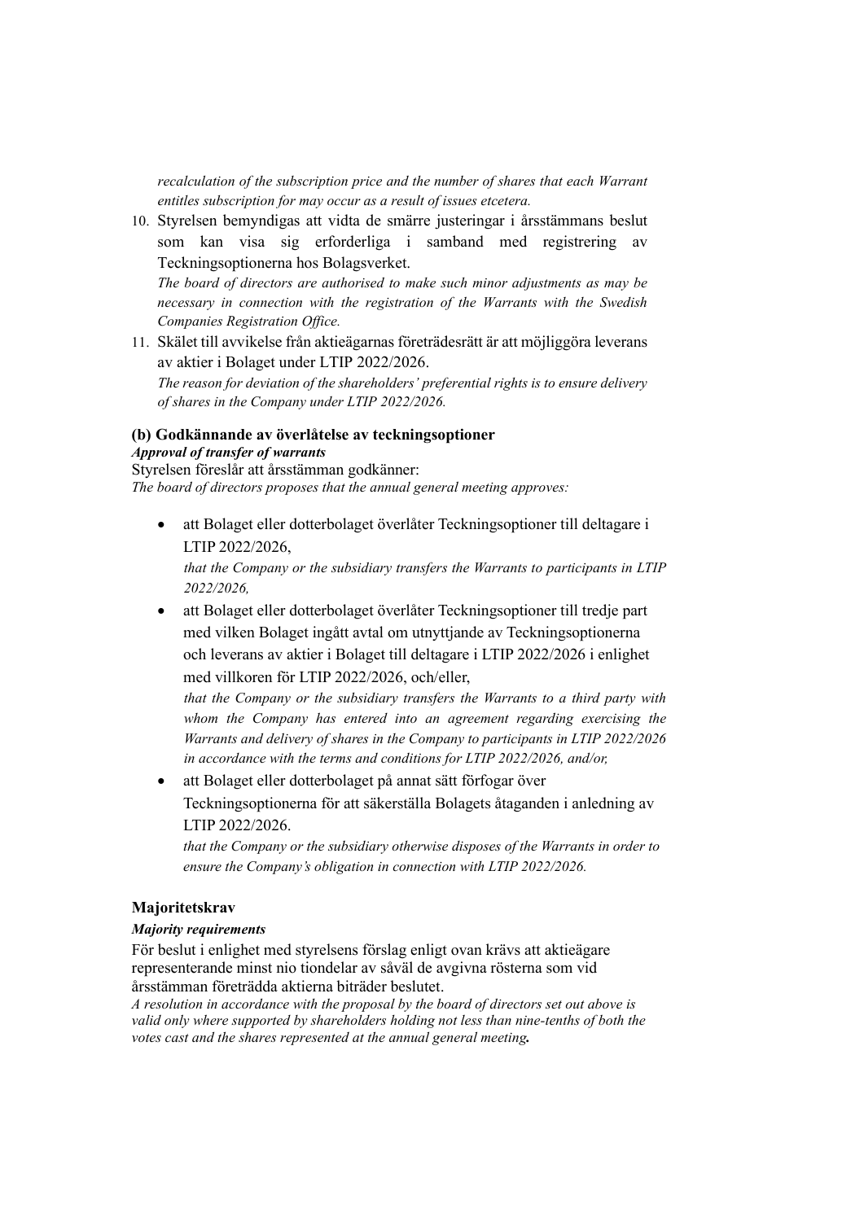*recalculation of the subscription price and the number of shares that each Warrant entitles subscription for may occur as a result of issues etcetera.*

10. Styrelsen bemyndigas att vidta de smärre justeringar i årsstämmans beslut som kan visa sig erforderliga i samband med registrering av Teckningsoptionerna hos Bolagsverket.
    *The board of directors are authorised to make such minor adjustments as may be necessary in connection with the registration of the Warrants with the Swedish Companies Registration Office.*
11. Skälet till avvikelse från aktieägarnas företrädesrätt är att möjliggöra leverans av aktier i Bolaget under LTIP 2022/2026.
    *The reason for deviation of the shareholders' preferential rights is to ensure delivery of shares in the Company under LTIP 2022/2026.*

**(b) Godkännande av överlåtelse av teckningsoptioner**
***Approval of transfer of warrants***

Styrelsen föreslår att årsstämman godkänner:
*The board of directors proposes that the annual general meeting approves:*

- att Bolaget eller dotterbolaget överlåter Teckningsoptioner till deltagare i LTIP 2022/2026,
  *that the Company or the subsidiary transfers the Warrants to participants in LTIP 2022/2026,*
- att Bolaget eller dotterbolaget överlåter Teckningsoptioner till tredje part med vilken Bolaget ingått avtal om utnyttjande av Teckningsoptionerna och leverans av aktier i Bolaget till deltagare i LTIP 2022/2026 i enlighet med villkoren för LTIP 2022/2026, och/eller,
  *that the Company or the subsidiary transfers the Warrants to a third party with whom the Company has entered into an agreement regarding exercising the Warrants and delivery of shares in the Company to participants in LTIP 2022/2026 in accordance with the terms and conditions for LTIP 2022/2026, and/or,*
- att Bolaget eller dotterbolaget på annat sätt förfogar över Teckningsoptionerna för att säkerställa Bolagets åtaganden i anledning av LTIP 2022/2026.
  *that the Company or the subsidiary otherwise disposes of the Warrants in order to ensure the Company's obligation in connection with LTIP 2022/2026.*

**Majoritetskrav**

***Majority requirements***

För beslut i enlighet med styrelsens förslag enligt ovan krävs att aktieägare representerande minst nio tiondelar av såväl de avgivna rösterna som vid årsstämman företrädda aktierna biträder beslutet.
*A resolution in accordance with the proposal by the board of directors set out above is valid only where supported by shareholders holding not less than nine-tenths of both the votes cast and the shares represented at the annual general meeting.*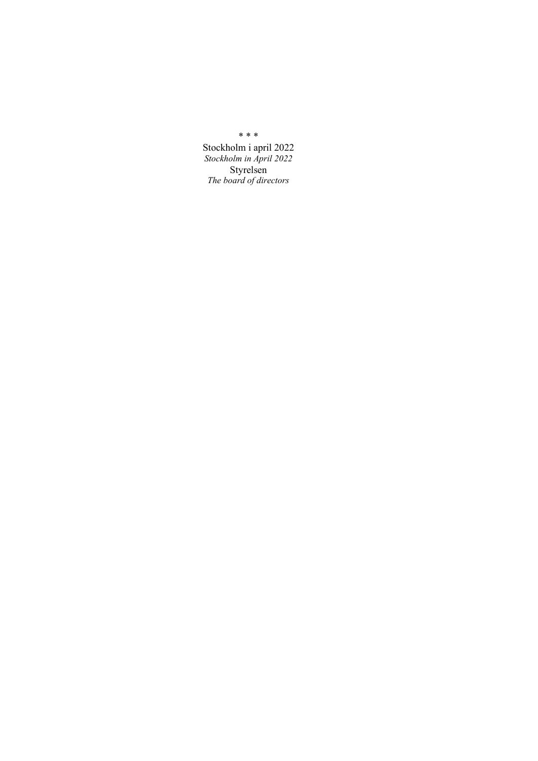\* \* \*

Stockholm i april 2022

*Stockholm in April 2022*

Styrelsen

*The board of directors*